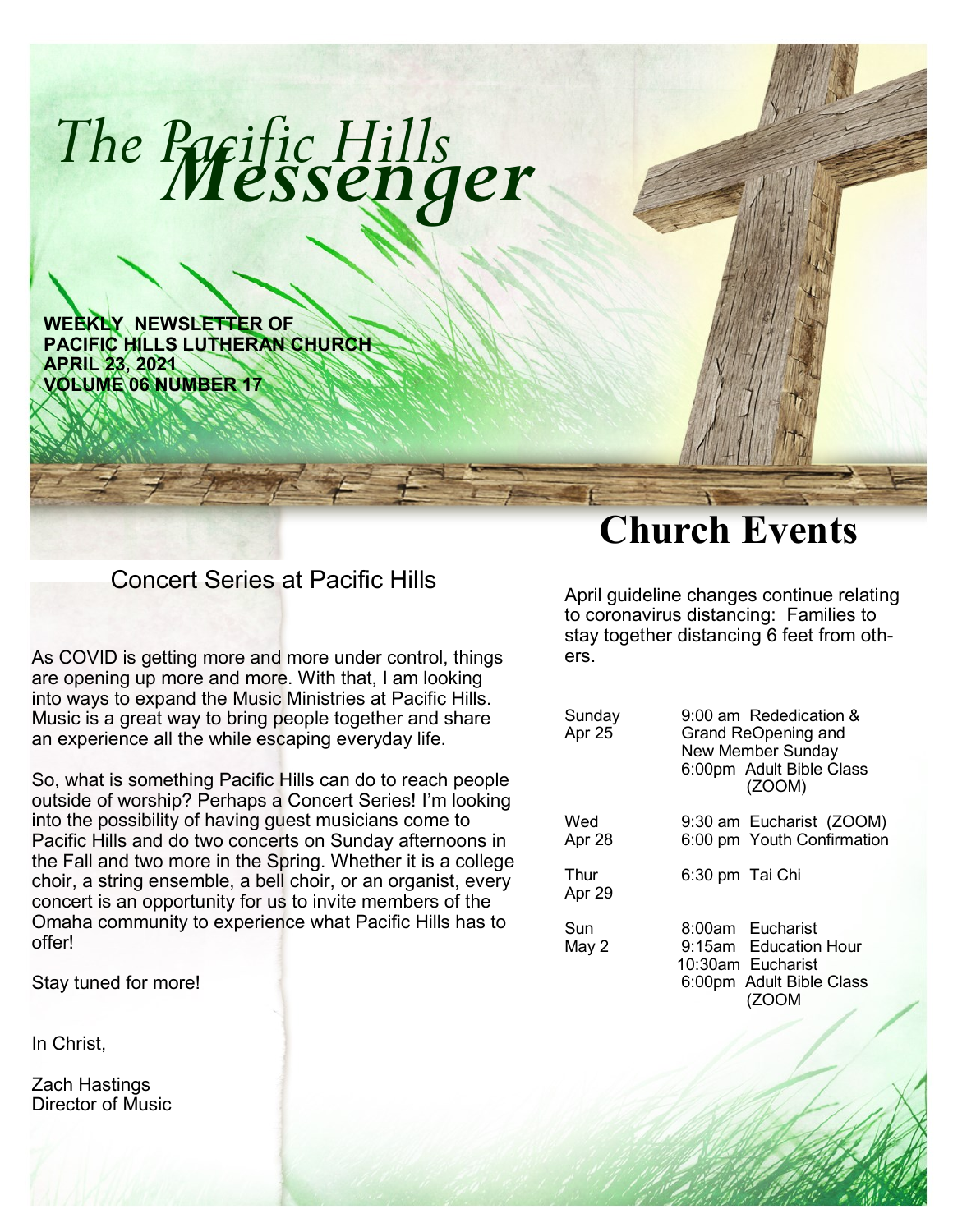# The Pacific Hills *Messenger*

**WEEKLY NEWSLETTER OF**
**PACIFIC HILLS LUTHERAN CHURCH**
**APRIL 23, 2021**
**VOLUME 06 NUMBER 17**

## Concert Series at Pacific Hills

As COVID is getting more and more under control, things are opening up more and more. With that, I am looking into ways to expand the Music Ministries at Pacific Hills. Music is a great way to bring people together and share an experience all the while escaping everyday life.

So, what is something Pacific Hills can do to reach people outside of worship? Perhaps a Concert Series! I'm looking into the possibility of having guest musicians come to Pacific Hills and do two concerts on Sunday afternoons in the Fall and two more in the Spring. Whether it is a college choir, a string ensemble, a bell choir, or an organist, every concert is an opportunity for us to invite members of the Omaha community to experience what Pacific Hills has to offer!

Stay tuned for more!

In Christ,

Zach Hastings
Director of Music

# Church Events

April guideline changes continue relating to coronavirus distancing: Families to stay together distancing 6 feet from others.

| | |
|---|---|
| Sunday Apr 25 | 9:00 am Rededication & Grand ReOpening and New Member Sunday<br>6:00pm Adult Bible Class (ZOOM) |
| Wed Apr 28 | 9:30 am Eucharist (ZOOM)<br>6:00 pm Youth Confirmation |
| Thur Apr 29 | 6:30 pm Tai Chi |
| Sun May 2 | 8:00am Eucharist<br>9:15am Education Hour<br>10:30am Eucharist<br>6:00pm Adult Bible Class (ZOOM |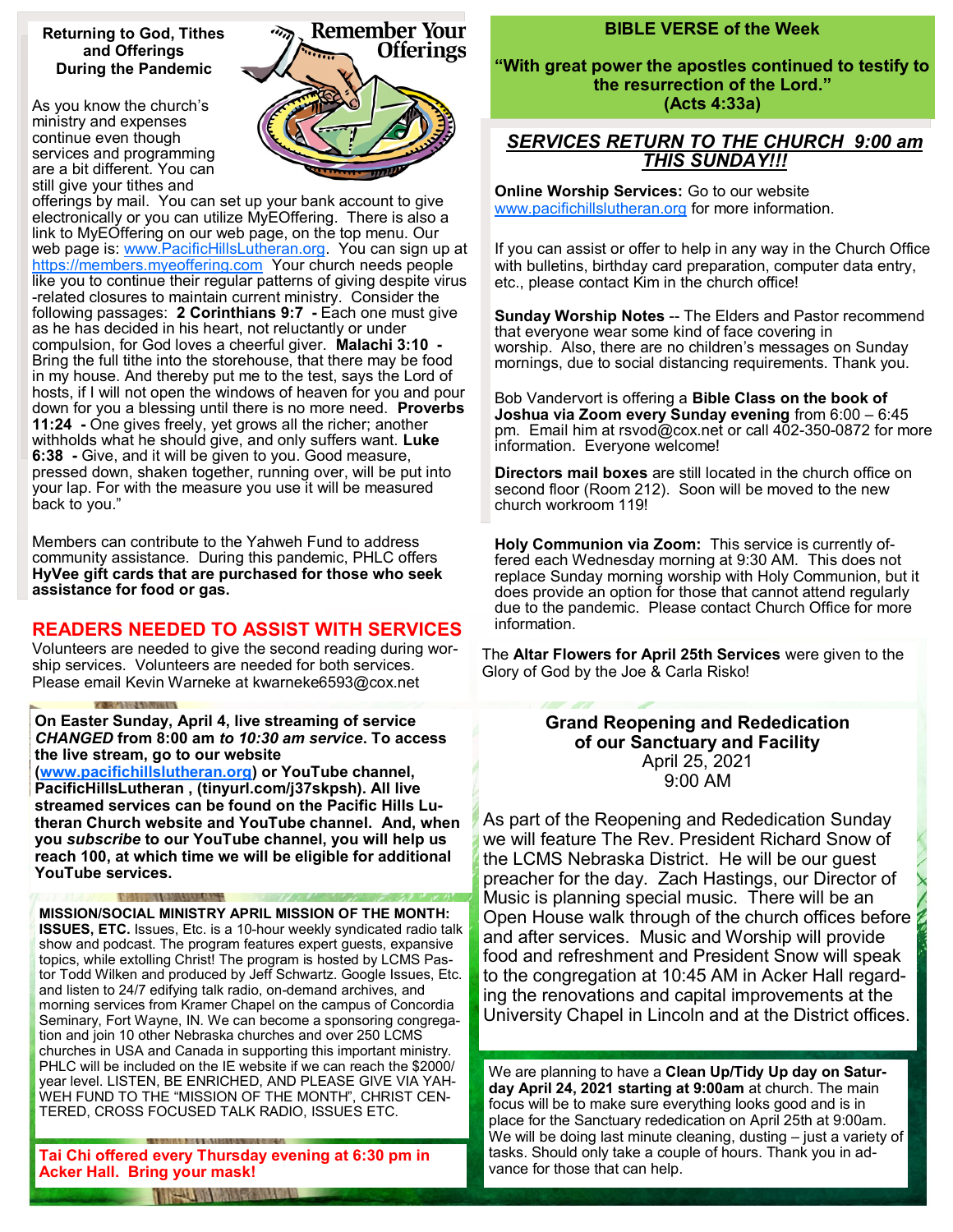## Returning to God, Tithes and Offerings During the Pandemic

Remember Your Offerings

As you know the church's ministry and expenses continue even though services and programming are a bit different. You can still give your tithes and offerings by mail. You can set up your bank account to give electronically or you can utilize MyEOffering. There is also a link to MyEOffering on our web page, on the top menu. Our web page is: www.PacificHillsLutheran.org. You can sign up at https://members.myeoffering.com Your church needs people like you to continue their regular patterns of giving despite virus -related closures to maintain current ministry. Consider the following passages: **2 Corinthians 9:7 -** Each one must give as he has decided in his heart, not reluctantly or under compulsion, for God loves a cheerful giver. **Malachi 3:10 -** Bring the full tithe into the storehouse, that there may be food in my house. And thereby put me to the test, says the Lord of hosts, if I will not open the windows of heaven for you and pour down for you a blessing until there is no more need. **Proverbs 11:24 -** One gives freely, yet grows all the richer; another withholds what he should give, and only suffers want. **Luke 6:38 -** Give, and it will be given to you. Good measure, pressed down, shaken together, running over, will be put into your lap. For with the measure you use it will be measured back to you."

Members can contribute to the Yahweh Fund to address community assistance. During this pandemic, PHLC offers **HyVee gift cards that are purchased for those who seek assistance for food or gas.**

## READERS NEEDED TO ASSIST WITH SERVICES

Volunteers are needed to give the second reading during worship services. Volunteers are needed for both services. Please email Kevin Warneke at kwarneke6593@cox.net

**On Easter Sunday, April 4, live streaming of service *CHANGED* from 8:00 am *to 10:30 am service*. To access the live stream, go to our website (www.pacifichillslutheran.org) or YouTube channel, PacificHillsLutheran , (tinyurl.com/j37skpsh). All live streamed services can be found on the Pacific Hills Lutheran Church website and YouTube channel. And, when you *subscribe* to our YouTube channel, you will help us reach 100, at which time we will be eligible for additional YouTube services.**

**MISSION/SOCIAL MINISTRY APRIL MISSION OF THE MONTH: ISSUES, ETC.** Issues, Etc. is a 10-hour weekly syndicated radio talk show and podcast. The program features expert guests, expansive topics, while extolling Christ! The program is hosted by LCMS Pastor Todd Wilken and produced by Jeff Schwartz. Google Issues, Etc. and listen to 24/7 edifying talk radio, on-demand archives, and morning services from Kramer Chapel on the campus of Concordia Seminary, Fort Wayne, IN. We can become a sponsoring congregation and join 10 other Nebraska churches and over 250 LCMS churches in USA and Canada in supporting this important ministry. PHLC will be included on the IE website if we can reach the $2000/year level. LISTEN, BE ENRICHED, AND PLEASE GIVE VIA YAHWEH FUND TO THE "MISSION OF THE MONTH", CHRIST CENTERED, CROSS FOCUSED TALK RADIO, ISSUES ETC.

**Tai Chi offered every Thursday evening at 6:30 pm in Acker Hall. Bring your mask!**

## BIBLE VERSE of the Week

**"With great power the apostles continued to testify to the resurrection of the Lord." (Acts 4:33a)**

## *SERVICES RETURN TO THE CHURCH 9:00 am THIS SUNDAY!!!*

**Online Worship Services:** Go to our website www.pacifichillslutheran.org for more information.

If you can assist or offer to help in any way in the Church Office with bulletins, birthday card preparation, computer data entry, etc., please contact Kim in the church office!

**Sunday Worship Notes** -- The Elders and Pastor recommend that everyone wear some kind of face covering in worship. Also, there are no children's messages on Sunday mornings, due to social distancing requirements. Thank you.

Bob Vandervort is offering a **Bible Class on the book of Joshua via Zoom every Sunday evening** from 6:00 – 6:45 pm. Email him at rsvod@cox.net or call 402-350-0872 for more information. Everyone welcome!

**Directors mail boxes** are still located in the church office on second floor (Room 212). Soon will be moved to the new church workroom 119!

**Holy Communion via Zoom:** This service is currently offered each Wednesday morning at 9:30 AM. This does not replace Sunday morning worship with Holy Communion, but it does provide an option for those that cannot attend regularly due to the pandemic. Please contact Church Office for more information.

The **Altar Flowers for April 25th Services** were given to the Glory of God by the Joe & Carla Risko!

## Grand Reopening and Rededication of our Sanctuary and Facility

April 25, 2021
9:00 AM

As part of the Reopening and Rededication Sunday we will feature The Rev. President Richard Snow of the LCMS Nebraska District. He will be our guest preacher for the day. Zach Hastings, our Director of Music is planning special music. There will be an Open House walk through of the church offices before and after services. Music and Worship will provide food and refreshment and President Snow will speak to the congregation at 10:45 AM in Acker Hall regarding the renovations and capital improvements at the University Chapel in Lincoln and at the District offices.

We are planning to have a **Clean Up/Tidy Up day on Saturday April 24, 2021 starting at 9:00am** at church. The main focus will be to make sure everything looks good and is in place for the Sanctuary rededication on April 25th at 9:00am. We will be doing last minute cleaning, dusting – just a variety of tasks. Should only take a couple of hours. Thank you in advance for those that can help.